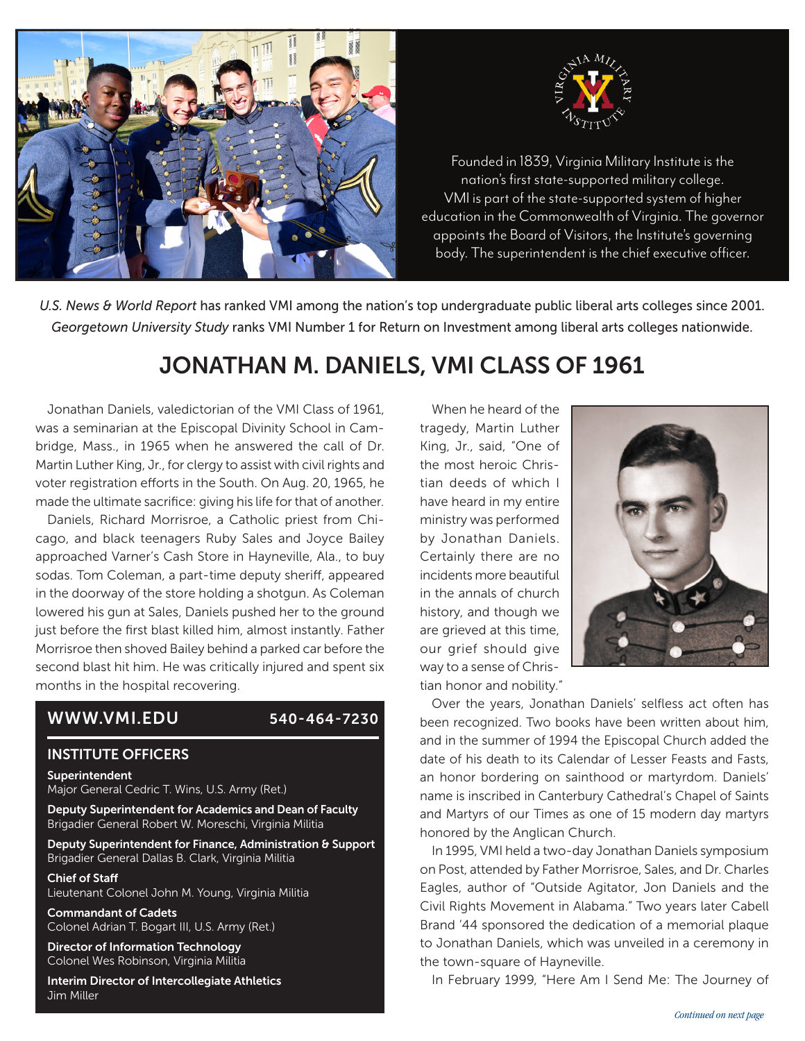Founded in 1839, Virginia Military Institute is the nation's first state-supported military college. VMI is part of the state-supported system of higher education in the Commonwealth of Virginia. The governor appoints the Board of Visitors, the Institute's governing body. The superintendent is the chief executive officer.

*U.S. News & World Report* has ranked VMI among the nation's top undergraduate public liberal arts colleges since 2001. *Georgetown University Study* ranks VMI Number 1 for Return on Investment among liberal arts colleges nationwide.

# JONATHAN M. DANIELS, VMI CLASS OF 1961

Jonathan Daniels, valedictorian of the VMI Class of 1961, was a seminarian at the Episcopal Divinity School in Cambridge, Mass., in 1965 when he answered the call of Dr. Martin Luther King, Jr., for clergy to assist with civil rights and voter registration efforts in the South. On Aug. 20, 1965, he made the ultimate sacrifice: giving his life for that of another.

Daniels, Richard Morrisroe, a Catholic priest from Chicago, and black teenagers Ruby Sales and Joyce Bailey approached Varner's Cash Store in Hayneville, Ala., to buy sodas. Tom Coleman, a part-time deputy sheriff, appeared in the doorway of the store holding a shotgun. As Coleman lowered his gun at Sales, Daniels pushed her to the ground just before the first blast killed him, almost instantly. Father Morrisroe then shoved Bailey behind a parked car before the second blast hit him. He was critically injured and spent six months in the hospital recovering.

When he heard of the tragedy, Martin Luther King, Jr., said, "One of the most heroic Christian deeds of which I have heard in my entire ministry was performed by Jonathan Daniels. Certainly there are no incidents more beautiful in the annals of church history, and though we are grieved at this time, our grief should give way to a sense of Christian honor and nobility."

Over the years, Jonathan Daniels' selfless act often has been recognized. Two books have been written about him, and in the summer of 1994 the Episcopal Church added the date of his death to its Calendar of Lesser Feasts and Fasts, an honor bordering on sainthood or martyrdom. Daniels' name is inscribed in Canterbury Cathedral's Chapel of Saints and Martyrs of our Times as one of 15 modern day martyrs honored by the Anglican Church.

In 1995, VMI held a two-day Jonathan Daniels symposium on Post, attended by Father Morrisroe, Sales, and Dr. Charles Eagles, author of "Outside Agitator, Jon Daniels and the Civil Rights Movement in Alabama." Two years later Cabell Brand '44 sponsored the dedication of a memorial plaque to Jonathan Daniels, which was unveiled in a ceremony in the town-square of Hayneville.

In February 1999, "Here Am I Send Me: The Journey of

*Continued on next page*

**WWW.VMI.EDU** **540-464-7230**

## INSTITUTE OFFICERS

**Superintendent**
Major General Cedric T. Wins, U.S. Army (Ret.)

**Deputy Superintendent for Academics and Dean of Faculty**
Brigadier General Robert W. Moreschi, Virginia Militia

**Deputy Superintendent for Finance, Administration & Support**
Brigadier General Dallas B. Clark, Virginia Militia

**Chief of Staff**
Lieutenant Colonel John M. Young, Virginia Militia

**Commandant of Cadets**
Colonel Adrian T. Bogart III, U.S. Army (Ret.)

**Director of Information Technology**
Colonel Wes Robinson, Virginia Militia

**Interim Director of Intercollegiate Athletics**
Jim Miller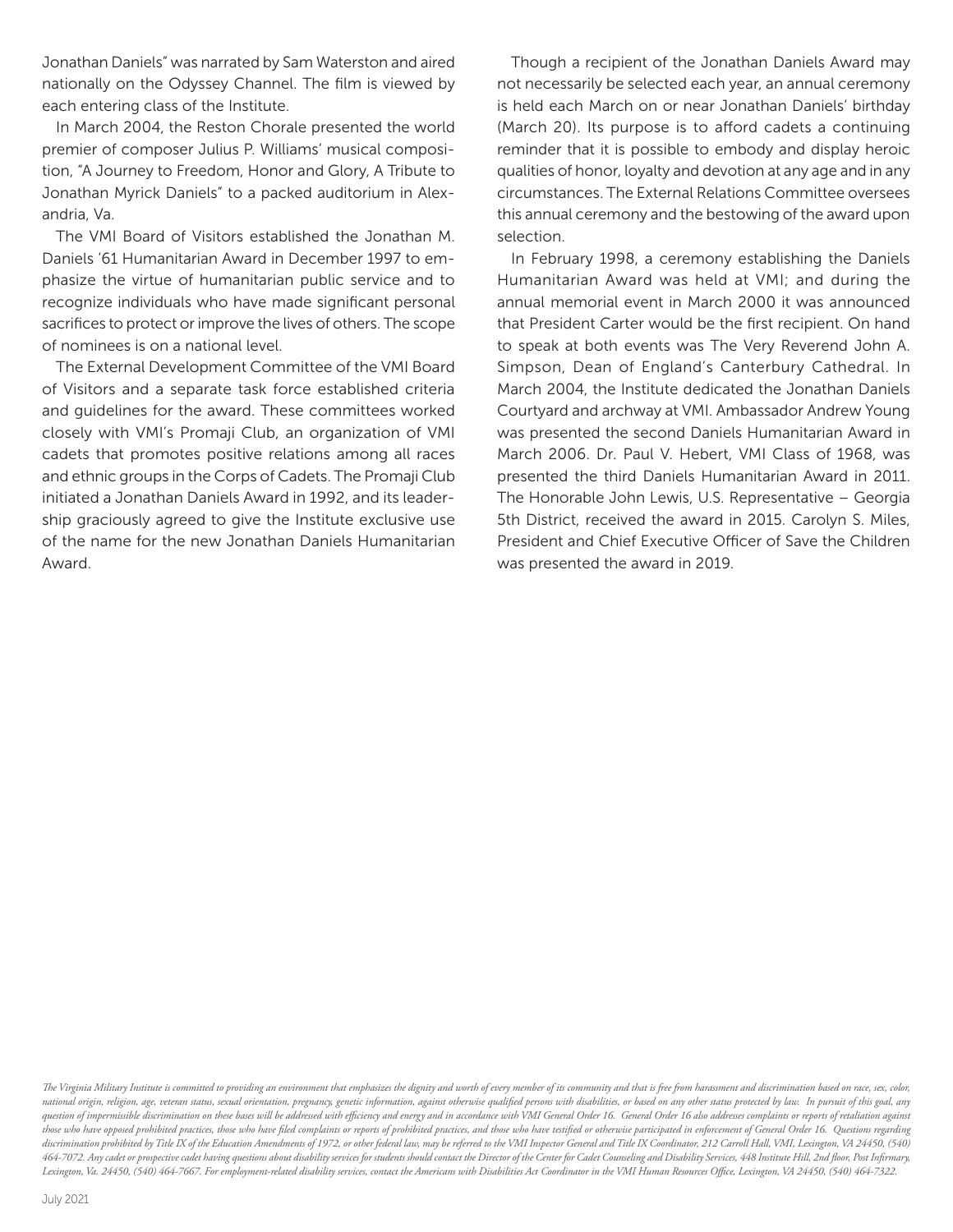Jonathan Daniels" was narrated by Sam Waterston and aired nationally on the Odyssey Channel. The film is viewed by each entering class of the Institute.

In March 2004, the Reston Chorale presented the world premier of composer Julius P. Williams' musical composition, "A Journey to Freedom, Honor and Glory, A Tribute to Jonathan Myrick Daniels" to a packed auditorium in Alexandria, Va.

The VMI Board of Visitors established the Jonathan M. Daniels '61 Humanitarian Award in December 1997 to emphasize the virtue of humanitarian public service and to recognize individuals who have made significant personal sacrifices to protect or improve the lives of others. The scope of nominees is on a national level.

The External Development Committee of the VMI Board of Visitors and a separate task force established criteria and guidelines for the award. These committees worked closely with VMI's Promaji Club, an organization of VMI cadets that promotes positive relations among all races and ethnic groups in the Corps of Cadets. The Promaji Club initiated a Jonathan Daniels Award in 1992, and its leadership graciously agreed to give the Institute exclusive use of the name for the new Jonathan Daniels Humanitarian Award.

Though a recipient of the Jonathan Daniels Award may not necessarily be selected each year, an annual ceremony is held each March on or near Jonathan Daniels' birthday (March 20). Its purpose is to afford cadets a continuing reminder that it is possible to embody and display heroic qualities of honor, loyalty and devotion at any age and in any circumstances. The External Relations Committee oversees this annual ceremony and the bestowing of the award upon selection.

In February 1998, a ceremony establishing the Daniels Humanitarian Award was held at VMI; and during the annual memorial event in March 2000 it was announced that President Carter would be the first recipient. On hand to speak at both events was The Very Reverend John A. Simpson, Dean of England's Canterbury Cathedral. In March 2004, the Institute dedicated the Jonathan Daniels Courtyard and archway at VMI. Ambassador Andrew Young was presented the second Daniels Humanitarian Award in March 2006. Dr. Paul V. Hebert, VMI Class of 1968, was presented the third Daniels Humanitarian Award in 2011. The Honorable John Lewis, U.S. Representative – Georgia 5th District, received the award in 2015. Carolyn S. Miles, President and Chief Executive Officer of Save the Children was presented the award in 2019.

*The Virginia Military Institute is committed to providing an environment that emphasizes the dignity and worth of every member of its community and that is free from harassment and discrimination based on race, sex, color, national origin, religion, age, veteran status, sexual orientation, pregnancy, genetic information, against otherwise qualified persons with disabilities, or based on any other status protected by law. In pursuit of this goal, any question of impermissible discrimination on these bases will be addressed with efficiency and energy and in accordance with VMI General Order 16. General Order 16 also addresses complaints or reports of retaliation against those who have opposed prohibited practices, those who have filed complaints or reports of prohibited practices, and those who have testified or otherwise participated in enforcement of General Order 16. Questions regarding discrimination prohibited by Title IX of the Education Amendments of 1972, or other federal law, may be referred to the VMI Inspector General and Title IX Coordinator, 212 Carroll Hall, VMI, Lexington, VA 24450, (540) 464-7072. Any cadet or prospective cadet having questions about disability services for students should contact the Director of the Center for Cadet Counseling and Disability Services, 448 Institute Hill, 2nd floor, Post Infirmary, Lexington, Va. 24450, (540) 464-7667. For employment-related disability services, contact the Americans with Disabilities Act Coordinator in the VMI Human Resources Office, Lexington, VA 24450, (540) 464-7322.*

July 2021